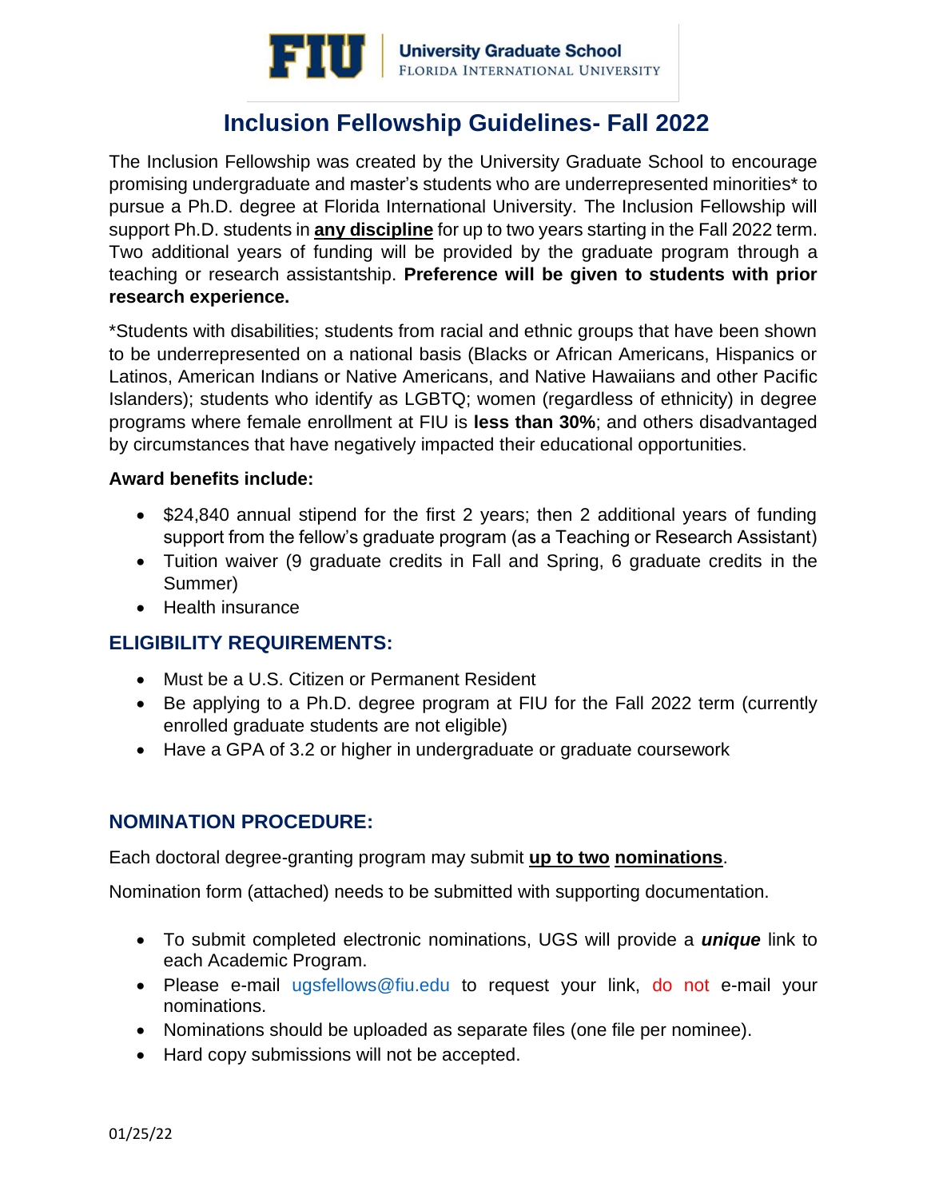University Graduate School
FLORIDA INTERNATIONAL UNIVERSITY

# Inclusion Fellowship Guidelines- Fall 2022

The Inclusion Fellowship was created by the University Graduate School to encourage promising undergraduate and master's students who are underrepresented minorities* to pursue a Ph.D. degree at Florida International University. The Inclusion Fellowship will support Ph.D. students in **any discipline** for up to two years starting in the Fall 2022 term. Two additional years of funding will be provided by the graduate program through a teaching or research assistantship. **Preference will be given to students with prior research experience.**

*Students with disabilities; students from racial and ethnic groups that have been shown to be underrepresented on a national basis (Blacks or African Americans, Hispanics or Latinos, American Indians or Native Americans, and Native Hawaiians and other Pacific Islanders); students who identify as LGBTQ; women (regardless of ethnicity) in degree programs where female enrollment at FIU is **less than 30%**; and others disadvantaged by circumstances that have negatively impacted their educational opportunities.

**Award benefits include:**

- $24,840 annual stipend for the first 2 years; then 2 additional years of funding support from the fellow's graduate program (as a Teaching or Research Assistant)
- Tuition waiver (9 graduate credits in Fall and Spring, 6 graduate credits in the Summer)
- Health insurance

## ELIGIBILITY REQUIREMENTS:

- Must be a U.S. Citizen or Permanent Resident
- Be applying to a Ph.D. degree program at FIU for the Fall 2022 term (currently enrolled graduate students are not eligible)
- Have a GPA of 3.2 or higher in undergraduate or graduate coursework

## NOMINATION PROCEDURE:

Each doctoral degree-granting program may submit **up to two nominations**.

Nomination form (attached) needs to be submitted with supporting documentation.

- To submit completed electronic nominations, UGS will provide a ***unique*** link to each Academic Program.
- Please e-mail ugsfellows@fiu.edu to request your link, do not e-mail your nominations.
- Nominations should be uploaded as separate files (one file per nominee).
- Hard copy submissions will not be accepted.

01/25/22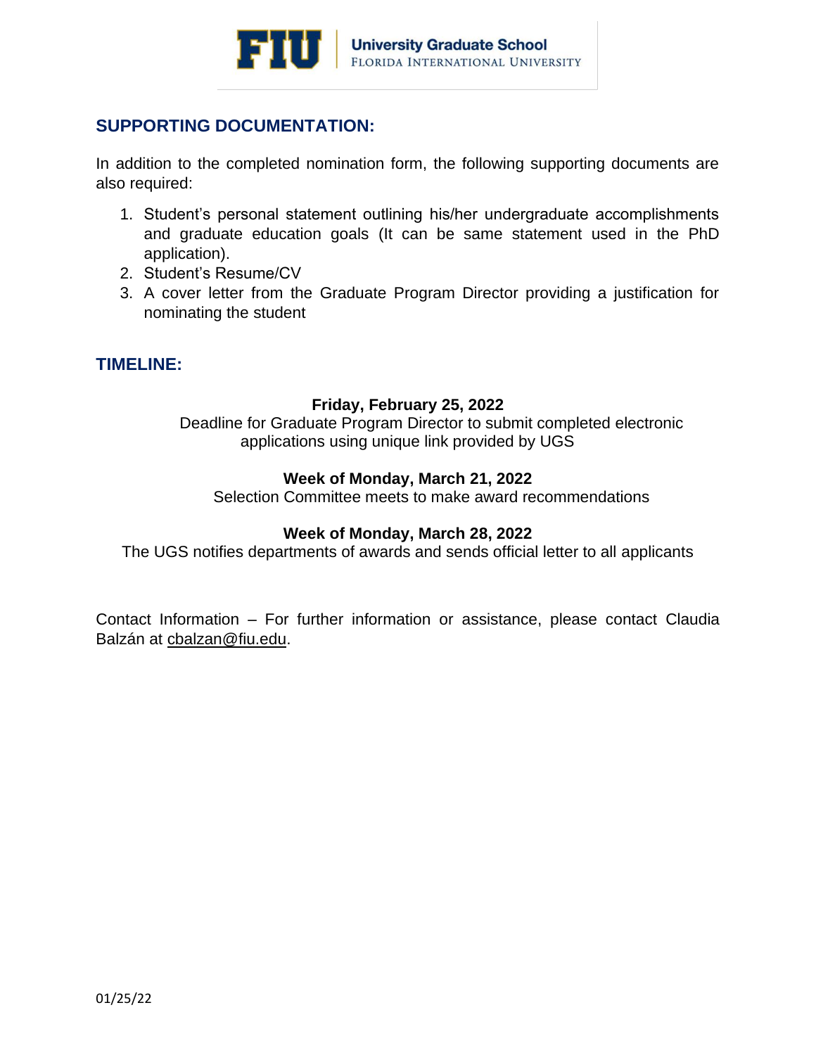## SUPPORTING DOCUMENTATION:

In addition to the completed nomination form, the following supporting documents are also required:

1. Student's personal statement outlining his/her undergraduate accomplishments and graduate education goals (It can be same statement used in the PhD application).
2. Student's Resume/CV
3. A cover letter from the Graduate Program Director providing a justification for nominating the student

## TIMELINE:

**Friday, February 25, 2022**
Deadline for Graduate Program Director to submit completed electronic applications using unique link provided by UGS

**Week of Monday, March 21, 2022**
Selection Committee meets to make award recommendations

**Week of Monday, March 28, 2022**
The UGS notifies departments of awards and sends official letter to all applicants

Contact Information – For further information or assistance, please contact Claudia Balzán at cbalzan@fiu.edu.

01/25/22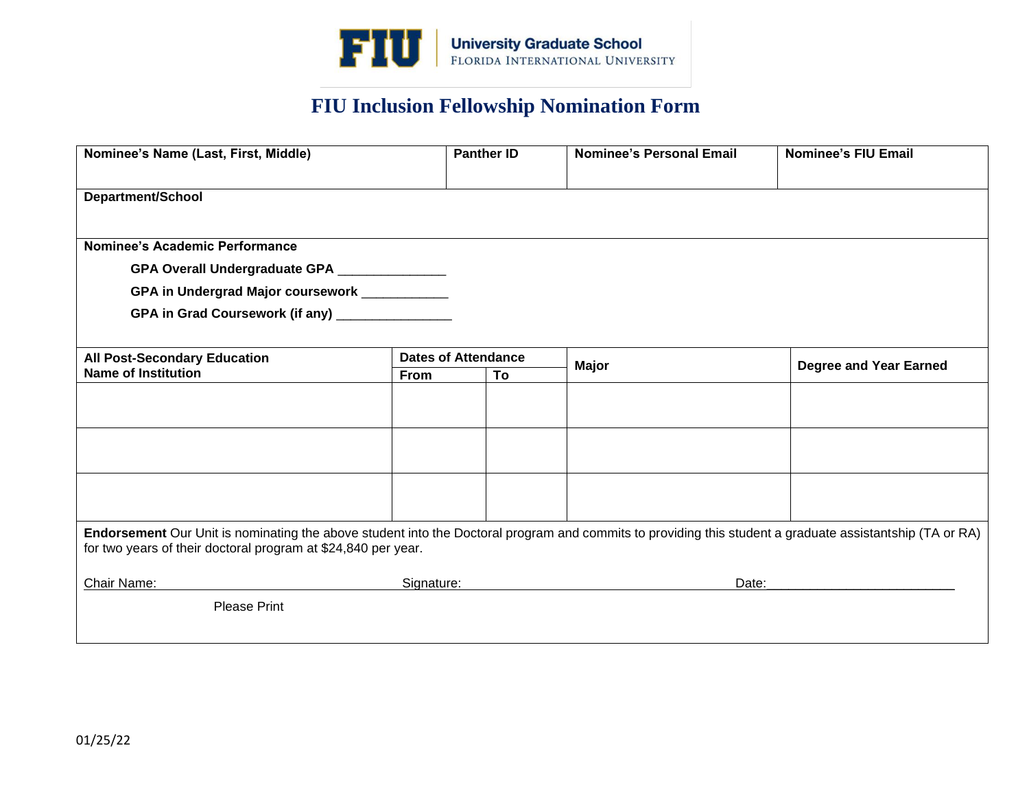University Graduate School
FLORIDA INTERNATIONAL UNIVERSITY

# FIU Inclusion Fellowship Nomination Form

| Nominee's Name (Last, First, Middle) | Panther ID | Nominee's Personal Email | Nominee's FIU Email |
|---|---|---|---|
| | | | |

**Department/School**

**Nominee's Academic Performance**

**GPA Overall Undergraduate GPA** ______________

**GPA in Undergrad Major coursework** ___________

**GPA in Grad Coursework (if any)** _______________

| All Post-Secondary Education Name of Institution | Dates of Attendance | | Major | Degree and Year Earned |
|---|---|---|---|---|
| | From | To | | |
| | | | | |
| | | | | |
| | | | | |

**Endorsement** Our Unit is nominating the above student into the Doctoral program and commits to providing this student a graduate assistantship (TA or RA) for two years of their doctoral program at $24,840 per year.

Chair Name: ______________________ Signature: ______________________ Date: ______________________

Please Print

01/25/22